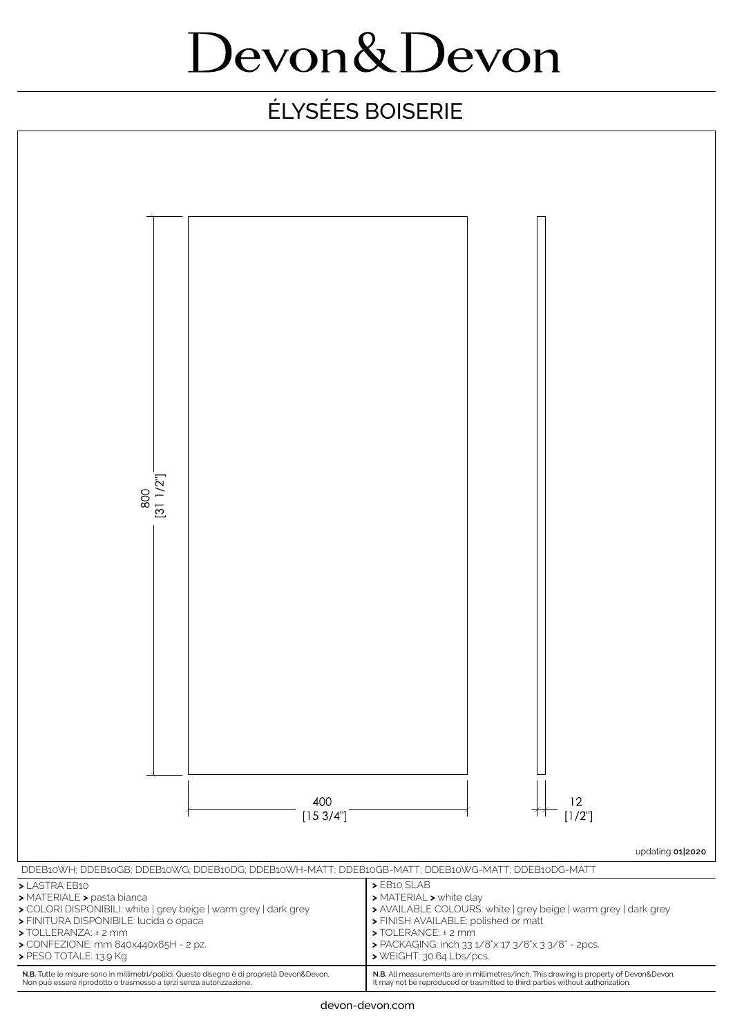# Devon&Devon

## ÉLYSÉES BOISERIE

800
[31 1/2"]

400
[15 3/4"]

12
[1/2"]

updating **01|2020**

DDEB10WH; DDEB10GB; DDEB10WG; DDEB10DG; DDEB10WH-MATT; DDEB10GB-MATT; DDEB10WG-MATT; DDEB10DG-MATT

| | |
|---|---|
| **>** LASTRA EB10 | **>** EB10 SLAB |
| **>** MATERIALE **>** pasta bianca | **>** MATERIAL **>** white clay |
| **>** COLORI DISPONIBILI: white \| grey beige \| warm grey \| dark grey | **>** AVAILABLE COLOURS: white \| grey beige \| warm grey \| dark grey |
| **>** FINITURA DISPONIBILE: lucida o opaca | **>** FINISH AVAILABLE: polished or matt |
| **>** TOLLERANZA: ± 2 mm | **>** TOLERANCE: ± 2 mm |
| **>** CONFEZIONE: mm 840x440x85H - 2 pz. | **>** PACKAGING: inch 33 1/8"x 17 3/8"x 3 3/8" - 2pcs. |
| **>** PESO TOTALE: 13.9 Kg | **>** WEIGHT: 30.64 Lbs/pcs. |

**N.B.** Tutte le misure sono in millimetri/pollici. Questo disegno è di proprietà Devon&Devon. Non può essere riprodotto o trasmesso a terzi senza autorizzazione.

**N.B.** All measurements are in millimetres/inch. This drawing is property of Devon&Devon. It may not be reproduced or trasmitted to third parties without authorization.

devon-devon.com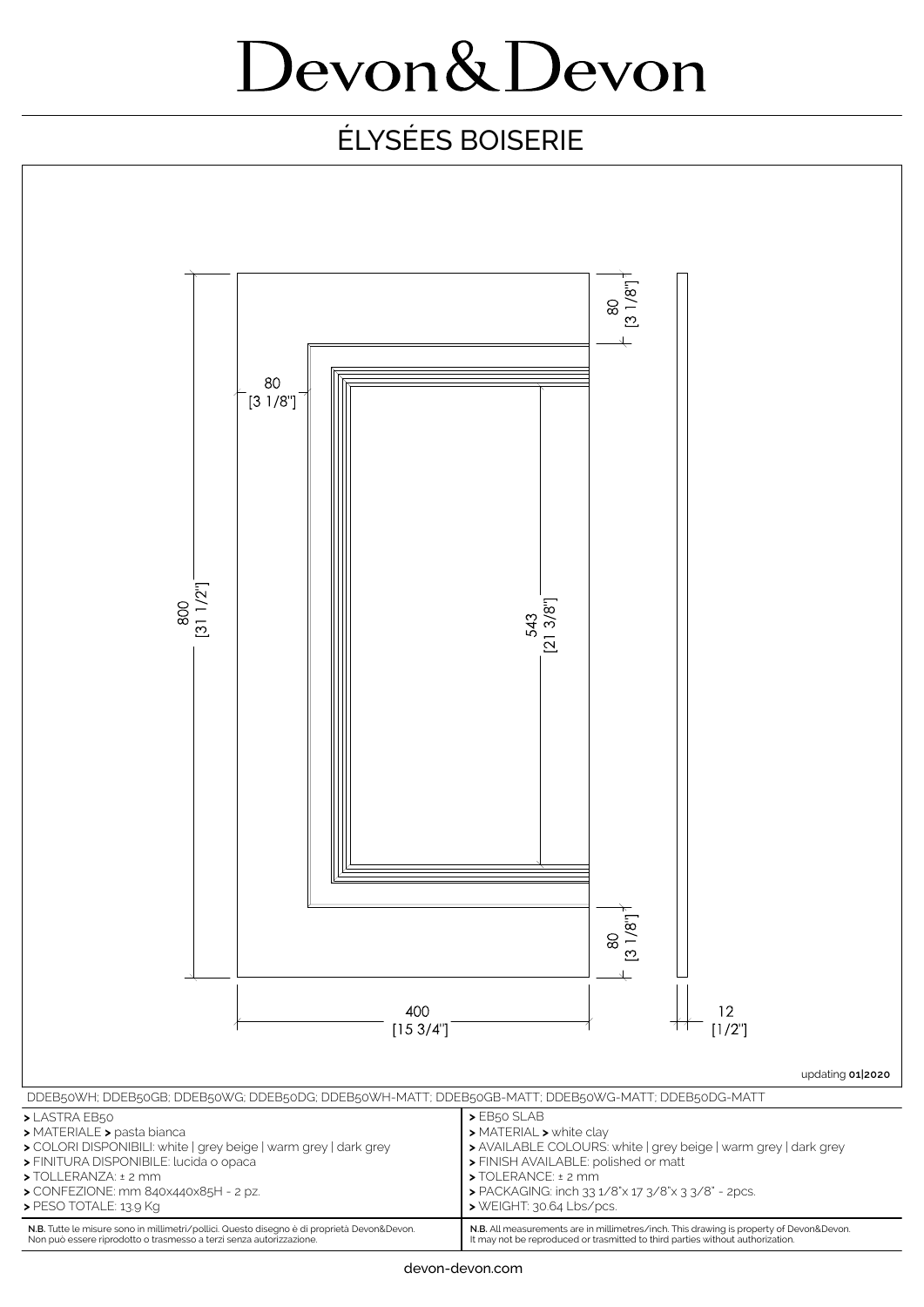# Devon&Devon

## ÉLYSÉES BOISERIE

80 [3 1/8"]

80 [3 1/8"]

800 [31 1/2"]

543 [21 3/8"]

80 [3 1/8"]

400 [15 3/4"]

12 [1/2"]

updating **01|2020**

DDEB50WH; DDEB50GB; DDEB50WG; DDEB50DG; DDEB50WH-MATT; DDEB50GB-MATT; DDEB50WG-MATT; DDEB50DG-MATT

| | |
|---|---|
| **>** LASTRA EB50<br>**>** MATERIALE **>** pasta bianca<br>**>** COLORI DISPONIBILI: white \| grey beige \| warm grey \| dark grey<br>**>** FINITURA DISPONIBILE: lucida o opaca<br>**>** TOLLERANZA: ± 2 mm<br>**>** CONFEZIONE: mm 840x440x85H - 2 pz.<br>**>** PESO TOTALE: 13.9 Kg | **>** EB50 SLAB<br>**>** MATERIAL **>** white clay<br>**>** AVAILABLE COLOURS: white \| grey beige \| warm grey \| dark grey<br>**>** FINISH AVAILABLE: polished or matt<br>**>** TOLERANCE: ± 2 mm<br>**>** PACKAGING: inch 33 1/8"x 17 3/8"x 3 3/8" - 2pcs.<br>**>** WEIGHT: 30.64 Lbs/pcs. |
| **N.B.** Tutte le misure sono in millimetri/pollici. Questo disegno è di proprietà Devon&Devon. Non può essere riprodotto o trasmesso a terzi senza autorizzazione. | **N.B.** All measurements are in millimetres/inch. This drawing is property of Devon&Devon. It may not be reproduced or trasmitted to third parties without authorization. |

devon-devon.com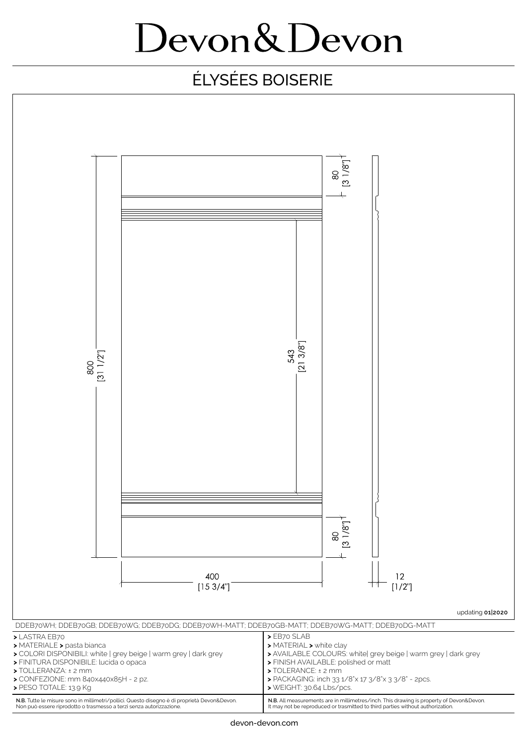# Devon&Devon

## ÉLYSÉES BOISERIE

80
[3 1/8"]

800
[31 1/2"]

543
[21 3/8"]

80
[3 1/8"]

400
[15 3/4"]

12
[1/2"]

updating **01|2020**

DDEB70WH; DDEB70GB; DDEB70WG; DDEB70DG; DDEB70WH-MATT; DDEB70GB-MATT; DDEB70WG-MATT; DDEB70DG-MATT

| | |
|---|---|
| > LASTRA EB70<br>> MATERIALE > pasta bianca<br>> COLORI DISPONIBILI: white \| grey beige \| warm grey \| dark grey<br>> FINITURA DISPONIBILE: lucida o opaca<br>> TOLLERANZA: ± 2 mm<br>> CONFEZIONE: mm 840x440x85H - 2 pz.<br>> PESO TOTALE: 13.9 Kg | > EB70 SLAB<br>> MATERIAL > white clay<br>> AVAILABLE COLOURS: white\| grey beige \| warm grey \| dark grey<br>> FINISH AVAILABLE: polished or matt<br>> TOLERANCE: ± 2 mm<br>> PACKAGING: inch 33 1/8"x 17 3/8"x 3 3/8" - 2pcs.<br>> WEIGHT: 30.64 Lbs/pcs. |
| **N.B.** Tutte le misure sono in millimetri/pollici. Questo disegno è di proprietà Devon&Devon. Non può essere riprodotto o trasmesso a terzi senza autorizzazione. | **N.B.** All measurements are in millimetres/inch. This drawing is property of Devon&Devon. It may not be reproduced or trasmitted to third parties without authorization. |

devon-devon.com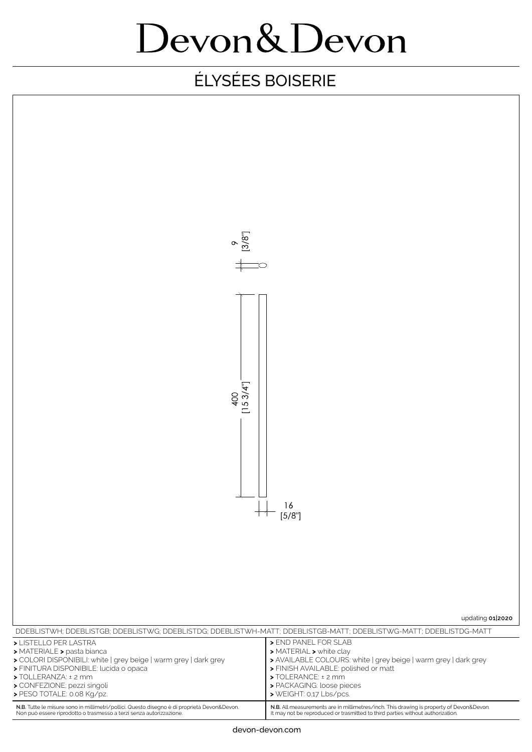# Devon&Devon

## ÉLYSÉES BOISERIE

9
[3/8"]

400
[15 3/4"]

16
[5/8"]

updating **01|2020**

DDEBLISTWH; DDEBLISTGB; DDEBLISTWG; DDEBLISTDG; DDEBLISTWH-MATT; DDEBLISTGB-MATT; DDEBLISTWG-MATT; DDEBLISTDG-MATT

**>** LISTELLO PER LASTRA
**>** MATERIALE **>** pasta bianca
**>** COLORI DISPONIBILI: white | grey beige | warm grey | dark grey
**>** FINITURA DISPONIBILE: lucida o opaca
**>** TOLLERANZA: ± 2 mm
**>** CONFEZIONE: pezzi singoli
**>** PESO TOTALE: 0.08 Kg/pz.

**N.B.** Tutte le misure sono in millimetri/pollici. Questo disegno è di proprietà Devon&Devon. Non può essere riprodotto o trasmesso a terzi senza autorizzazione.

**>** END PANEL FOR SLAB
**>** MATERIAL **>** white clay
**>** AVAILABLE COLOURS: white | grey beige | warm grey | dark grey
**>** FINISH AVAILABLE: polished or matt
**>** TOLERANCE: ± 2 mm
**>** PACKAGING: loose pieces
**>** WEIGHT: 0.17 Lbs/pcs.

**N.B.** All measurements are in millimetres/inch. This drawing is property of Devon&Devon. It may not be reproduced or trasmitted to third parties without authorization.

devon-devon.com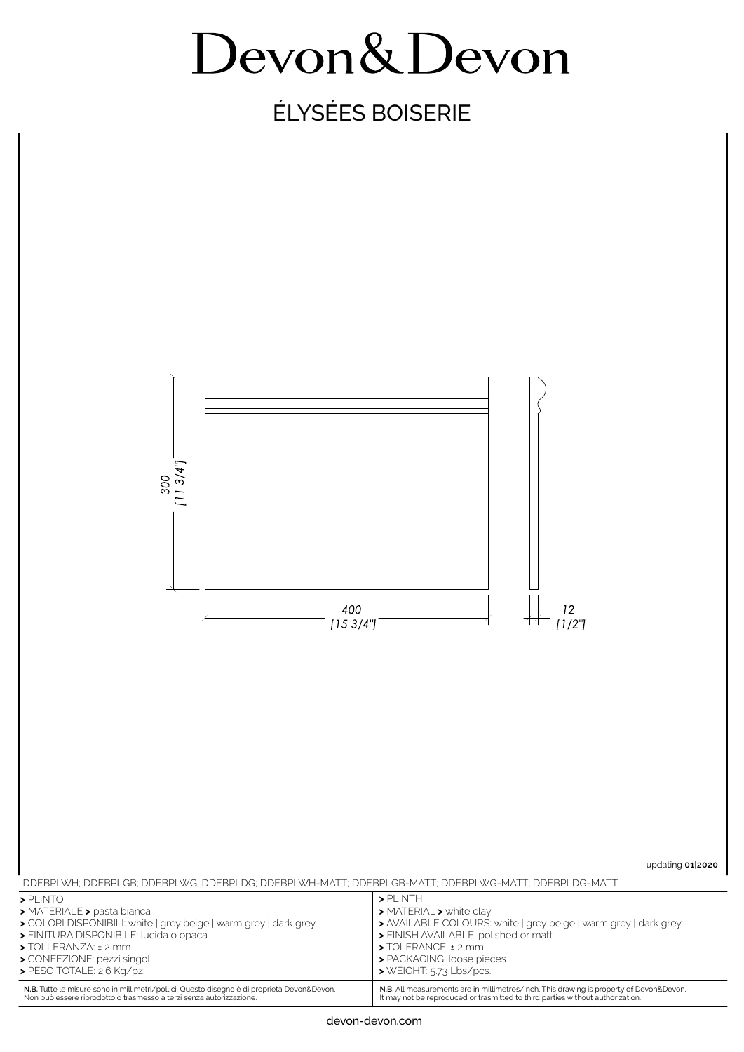# Devon&Devon

## ÉLYSÉES BOISERIE

300
[11 3/4"]

400
[15 3/4"]

12
[1/2"]

updating **01|2020**

DDEBPLWH; DDEBPLGB; DDEBPLWG; DDEBPLDG; DDEBPLWH-MATT; DDEBPLGB-MATT; DDEBPLWG-MATT; DDEBPLDG-MATT

| | |
|---|---|
| **>** PLINTO<br>**>** MATERIALE **>** pasta bianca<br>**>** COLORI DISPONIBILI: white \| grey beige \| warm grey \| dark grey<br>**>** FINITURA DISPONIBILE: lucida o opaca<br>**>** TOLLERANZA: ± 2 mm<br>**>** CONFEZIONE: pezzi singoli<br>**>** PESO TOTALE: 2,6 Kg/pz. | **>** PLINTH<br>**>** MATERIAL **>** white clay<br>**>** AVAILABLE COLOURS: white \| grey beige \| warm grey \| dark grey<br>**>** FINISH AVAILABLE: polished or matt<br>**>** TOLERANCE: ± 2 mm<br>**>** PACKAGING: loose pieces<br>**>** WEIGHT: 5.73 Lbs/pcs. |
| **N.B.** Tutte le misure sono in millimetri/pollici. Questo disegno è di proprietà Devon&Devon. Non può essere riprodotto o trasmesso a terzi senza autorizzazione. | **N.B.** All measurements are in millimetres/inch. This drawing is property of Devon&Devon. It may not be reproduced or trasmitted to third parties without authorization. |

devon-devon.com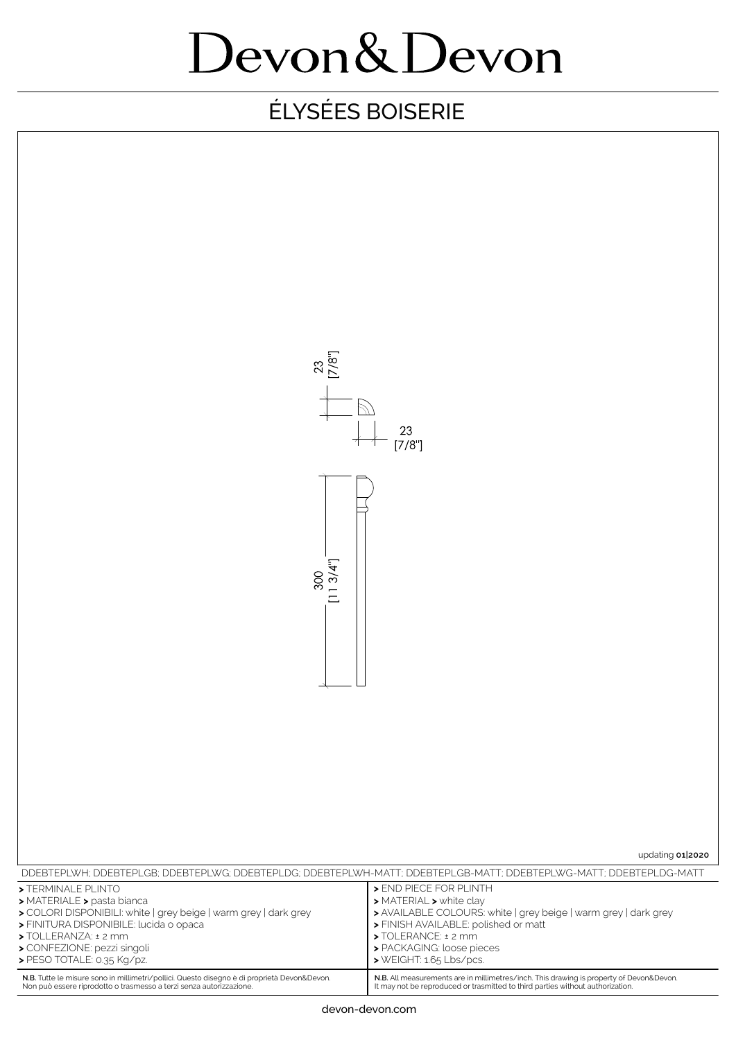# Devon&Devon

## ÉLYSÉES BOISERIE

23
[7/8"]

23
[7/8"]

300
[11 3/4"]

updating **01|2020**

DDEBTEPLWH; DDEBTEPLGB; DDEBTEPLWG; DDEBTEPLDG; DDEBTEPLWH-MATT; DDEBTEPLGB-MATT; DDEBTEPLWG-MATT; DDEBTEPLDG-MATT

| | |
|---|---|
| **>** TERMINALE PLINTO | **>** END PIECE FOR PLINTH |
| **>** MATERIALE **>** pasta bianca | **>** MATERIAL **>** white clay |
| **>** COLORI DISPONIBILI: white \| grey beige \| warm grey \| dark grey | **>** AVAILABLE COLOURS: white \| grey beige \| warm grey \| dark grey |
| **>** FINITURA DISPONIBILE: lucida o opaca | **>** FINISH AVAILABLE: polished or matt |
| **>** TOLLERANZA: ± 2 mm | **>** TOLERANCE: ± 2 mm |
| **>** CONFEZIONE: pezzi singoli | **>** PACKAGING: loose pieces |
| **>** PESO TOTALE: 0.35 Kg/pz. | **>** WEIGHT: 1.65 Lbs/pcs. |
| **N.B.** Tutte le misure sono in millimetri/pollici. Questo disegno è di proprietà Devon&Devon. Non può essere riprodotto o trasmesso a terzi senza autorizzazione. | **N.B.** All measurements are in millimetres/inch. This drawing is property of Devon&Devon. It may not be reproduced or trasmitted to third parties without authorization. |

devon-devon.com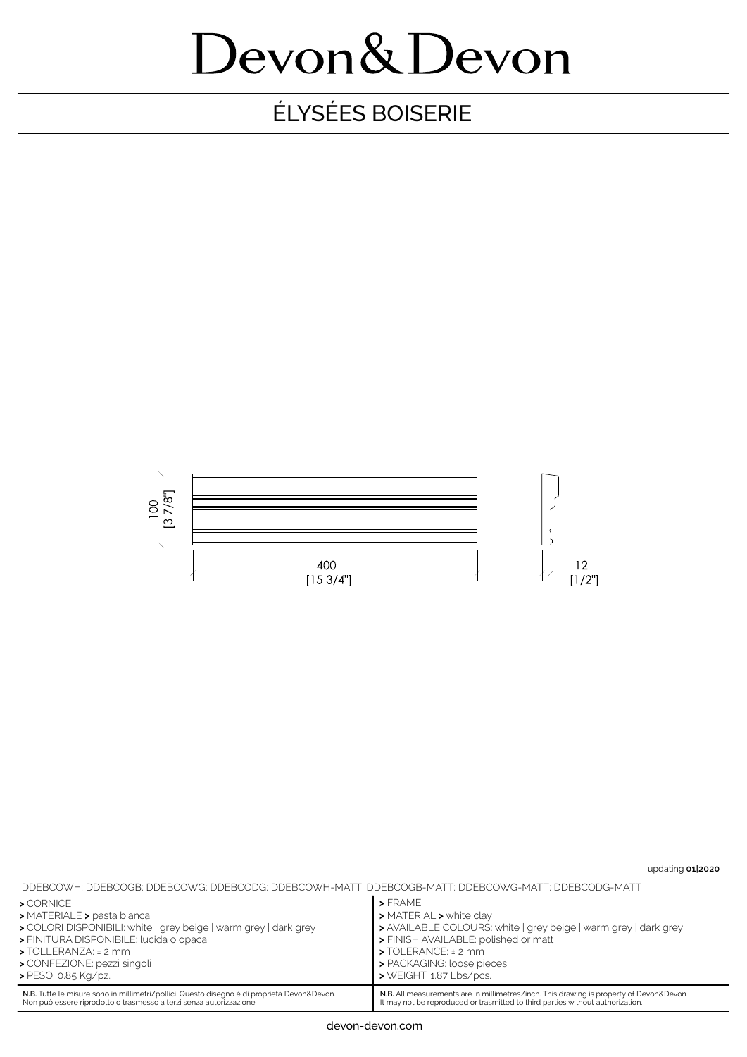# Devon&Devon

## ÉLYSÉES BOISERIE

100
[3 7/8"]

400
[15 3/4"]

12
[1/2"]

updating **01|2020**

DDEBCOWH; DDEBCOGB; DDEBCOWG; DDEBCODG; DDEBCOWH-MATT; DDEBCOGB-MATT; DDEBCOWG-MATT; DDEBCODG-MATT

| | |
|---|---|
| **>** CORNICE<br>**>** MATERIALE **>** pasta bianca<br>**>** COLORI DISPONIBILI: white \| grey beige \| warm grey \| dark grey<br>**>** FINITURA DISPONIBILE: lucida o opaca<br>**>** TOLLERANZA: ± 2 mm<br>**>** CONFEZIONE: pezzi singoli<br>**>** PESO: 0.85 Kg/pz. | **>** FRAME<br>**>** MATERIAL **>** white clay<br>**>** AVAILABLE COLOURS: white \| grey beige \| warm grey \| dark grey<br>**>** FINISH AVAILABLE: polished or matt<br>**>** TOLERANCE: ± 2 mm<br>**>** PACKAGING: loose pieces<br>**>** WEIGHT: 1.87 Lbs/pcs. |
| **N.B.** Tutte le misure sono in millimetri/pollici. Questo disegno è di proprietà Devon&Devon. Non può essere riprodotto o trasmesso a terzi senza autorizzazione. | **N.B.** All measurements are in millimetres/inch. This drawing is property of Devon&Devon. It may not be reproduced or trasmitted to third parties without authorization. |

devon-devon.com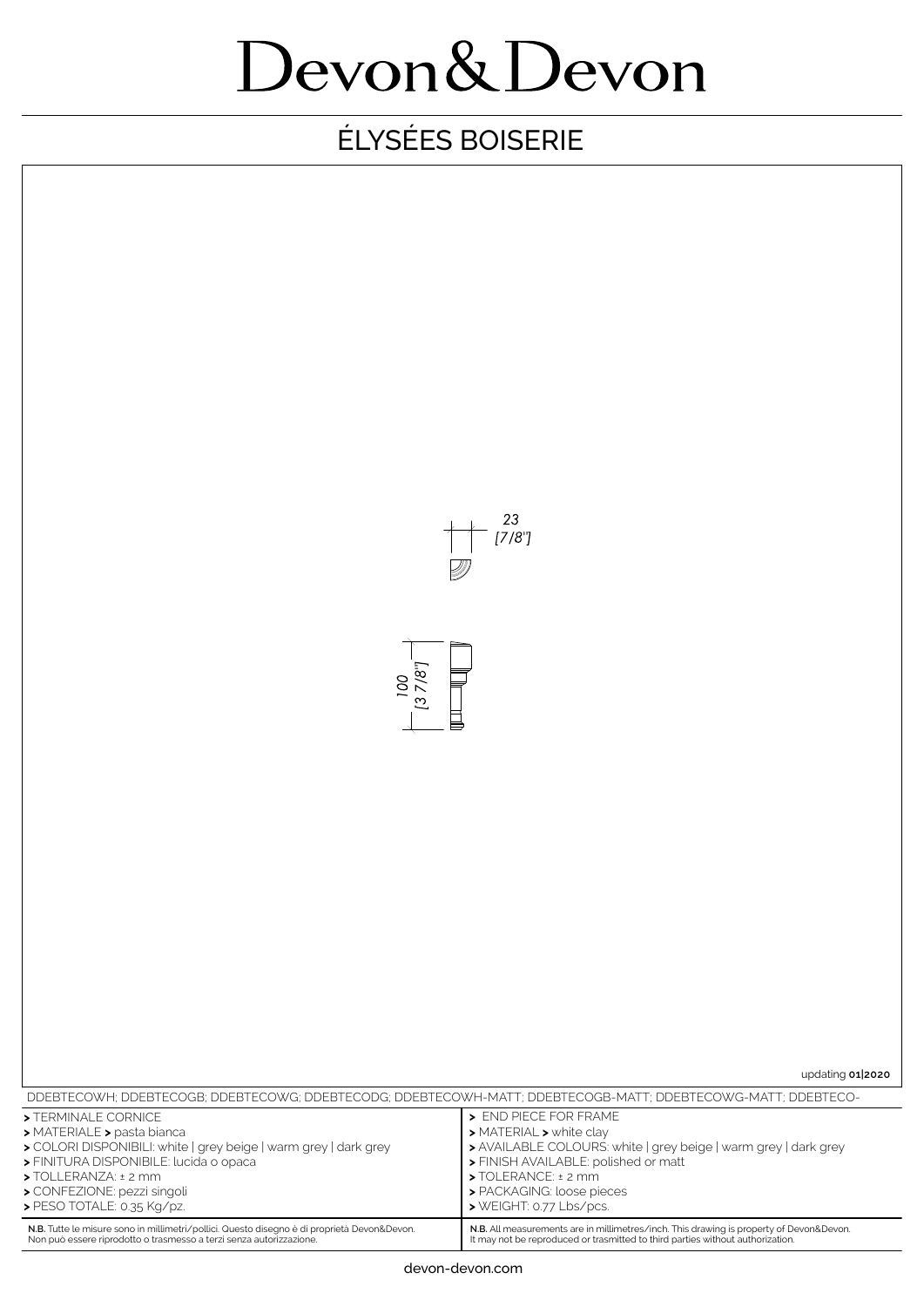# Devon&Devon

## ÉLYSÉES BOISERIE

23
[7/8"]

100
[3 7/8"]

updating **01|2020**

DDEBTECOWH; DDEBTECOGB; DDEBTECOWG; DDEBTECODG; DDEBTECOWH-MATT; DDEBTECOGB-MATT; DDEBTECOWG-MATT; DDEBTECO-

| | |
|---|---|
| **>** TERMINALE CORNICE | **>** END PIECE FOR FRAME |
| **>** MATERIALE **>** pasta bianca | **>** MATERIAL **>** white clay |
| **>** COLORI DISPONIBILI: white \| grey beige \| warm grey \| dark grey | **>** AVAILABLE COLOURS: white \| grey beige \| warm grey \| dark grey |
| **>** FINITURA DISPONIBILE: lucida o opaca | **>** FINISH AVAILABLE: polished or matt |
| **>** TOLLERANZA: ± 2 mm | **>** TOLERANCE: ± 2 mm |
| **>** CONFEZIONE: pezzi singoli | **>** PACKAGING: loose pieces |
| **>** PESO TOTALE: 0.35 Kg/pz. | **>** WEIGHT: 0.77 Lbs/pcs. |
| **N.B.** Tutte le misure sono in millimetri/pollici. Questo disegno è di proprietà Devon&Devon. Non può essere riprodotto o trasmesso a terzi senza autorizzazione. | **N.B.** All measurements are in millimetres/inch. This drawing is property of Devon&Devon. It may not be reproduced or trasmitted to third parties without authorization. |

devon-devon.com